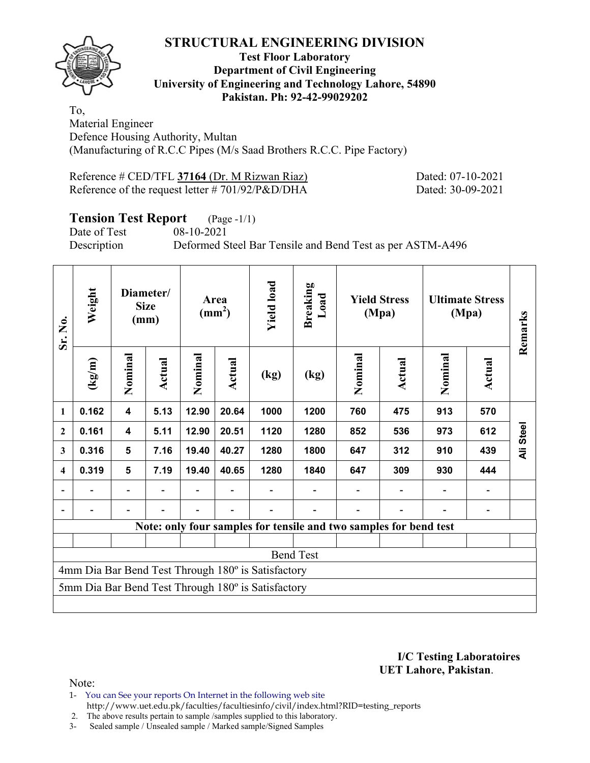# STRUCTURAL ENGINEERING DIVISION

**Test Floor Laboratory**
**Department of Civil Engineering**
**University of Engineering and Technology Lahore, 54890**
**Pakistan. Ph: 92-42-99029202**

To,
Material Engineer
Defence Housing Authority, Multan
(Manufacturing of R.C.C Pipes (M/s Saad Brothers R.C.C. Pipe Factory)

Reference # CED/TFL **37164** (Dr. M Rizwan Riaz) Dated: 07-10-2021
Reference of the request letter # 701/92/P&D/DHA Dated: 30-09-2021

## Tension Test Report (Page -1/1)

Date of Test 08-10-2021
Description Deformed Steel Bar Tensile and Bend Test as per ASTM-A496

| Sr. No. | Weight | Diameter/ Size (mm) | | Area ($mm^2$) | | Yield load | Breaking Load | Yield Stress (Mpa) | | Ultimate Stress (Mpa) | | Remarks |
|---|---|---|---|---|---|---|---|---|---|---|---|---|
| | (kg/m) | Nominal | Actual | Nominal | Actual | (kg) | (kg) | Nominal | Actual | Nominal | Actual | |
| 1 | 0.162 | 4 | 5.13 | 12.90 | 20.64 | 1000 | 1200 | 760 | 475 | 913 | 570 | Ali Steel |
| 2 | 0.161 | 4 | 5.11 | 12.90 | 20.51 | 1120 | 1280 | 852 | 536 | 973 | 612 | |
| 3 | 0.316 | 5 | 7.16 | 19.40 | 40.27 | 1280 | 1800 | 647 | 312 | 910 | 439 | |
| 4 | 0.319 | 5 | 7.19 | 19.40 | 40.65 | 1280 | 1840 | 647 | 309 | 930 | 444 | |
| - | - | - | - | - | - | - | - | - | - | - | - | |
| - | - | - | - | - | - | - | - | - | - | - | - | |
| **Note: only four samples for tensile and two samples for bend test** | | | | | | | | | | | | |
| | | | | | | | | | | | | |
| Bend Test | | | | | | | | | | | | |
| 4mm Dia Bar Bend Test Through 180º is Satisfactory | | | | | | | | | | | | |
| 5mm Dia Bar Bend Test Through 180º is Satisfactory | | | | | | | | | | | | |

**I/C Testing Laboratoires**
**UET Lahore, Pakistan**.

Note:
1- You can See your reports On Internet in the following web site
http://www.uet.edu.pk/faculties/facultiesinfo/civil/index.html?RID=testing_reports
2. The above results pertain to sample /samples supplied to this laboratory.
3- Sealed sample / Unsealed sample / Marked sample/Signed Samples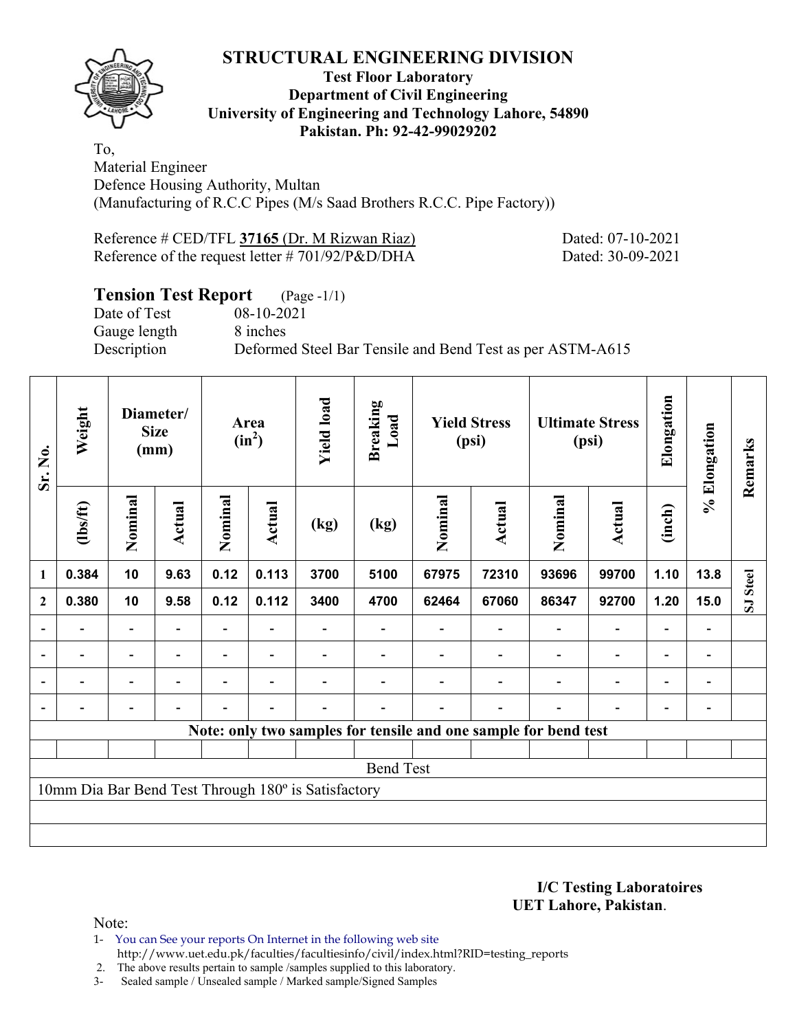# STRUCTURAL ENGINEERING DIVISION

**Test Floor Laboratory**
**Department of Civil Engineering**
**University of Engineering and Technology Lahore, 54890**
**Pakistan. Ph: 92-42-99029202**

To,
Material Engineer
Defence Housing Authority, Multan
(Manufacturing of R.C.C Pipes (M/s Saad Brothers R.C.C. Pipe Factory))

Reference # CED/TFL **37165** (Dr. M Rizwan Riaz) Dated: 07-10-2021
Reference of the request letter # 701/92/P&D/DHA Dated: 30-09-2021

## Tension Test Report (Page -1/1)

Date of Test 08-10-2021
Gauge length 8 inches
Description Deformed Steel Bar Tensile and Bend Test as per ASTM-A615

| Sr. No. | Weight | Diameter/ Size (mm) | | Area ($in^2$) | | Yield load | Breaking Load | Yield Stress (psi) | | Ultimate Stress (psi) | | Elongation | % Elongation | Remarks |
|---|---|---|---|---|---|---|---|---|---|---|---|---|---|---|
| | (lbs/ft) | Nominal | Actual | Nominal | Actual | (kg) | (kg) | Nominal | Actual | Nominal | Actual | (inch) | | |
| 1 | 0.384 | 10 | 9.63 | 0.12 | 0.113 | 3700 | 5100 | 67975 | 72310 | 93696 | 99700 | 1.10 | 13.8 | SJ Steel |
| 2 | 0.380 | 10 | 9.58 | 0.12 | 0.112 | 3400 | 4700 | 62464 | 67060 | 86347 | 92700 | 1.20 | 15.0 | |
| - | - | - | - | - | - | - | - | - | - | - | - | - | - | |
| - | - | - | - | - | - | - | - | - | - | - | - | - | - | |
| - | - | - | - | - | - | - | - | - | - | - | - | - | - | |
| - | - | - | - | - | - | - | - | - | - | - | - | - | - | |
| **Note: only two samples for tensile and one sample for bend test** | | | | | | | | | | | | | | |
| Bend Test | | | | | | | | | | | | | | |
| 10mm Dia Bar Bend Test Through 180º is Satisfactory | | | | | | | | | | | | | | |

**I/C Testing Laboratoires**
**UET Lahore, Pakistan**.

Note:
1- You can See your reports On Internet in the following web site
http://www.uet.edu.pk/faculties/facultiesinfo/civil/index.html?RID=testing_reports
2. The above results pertain to sample /samples supplied to this laboratory.
3- Sealed sample / Unsealed sample / Marked sample/Signed Samples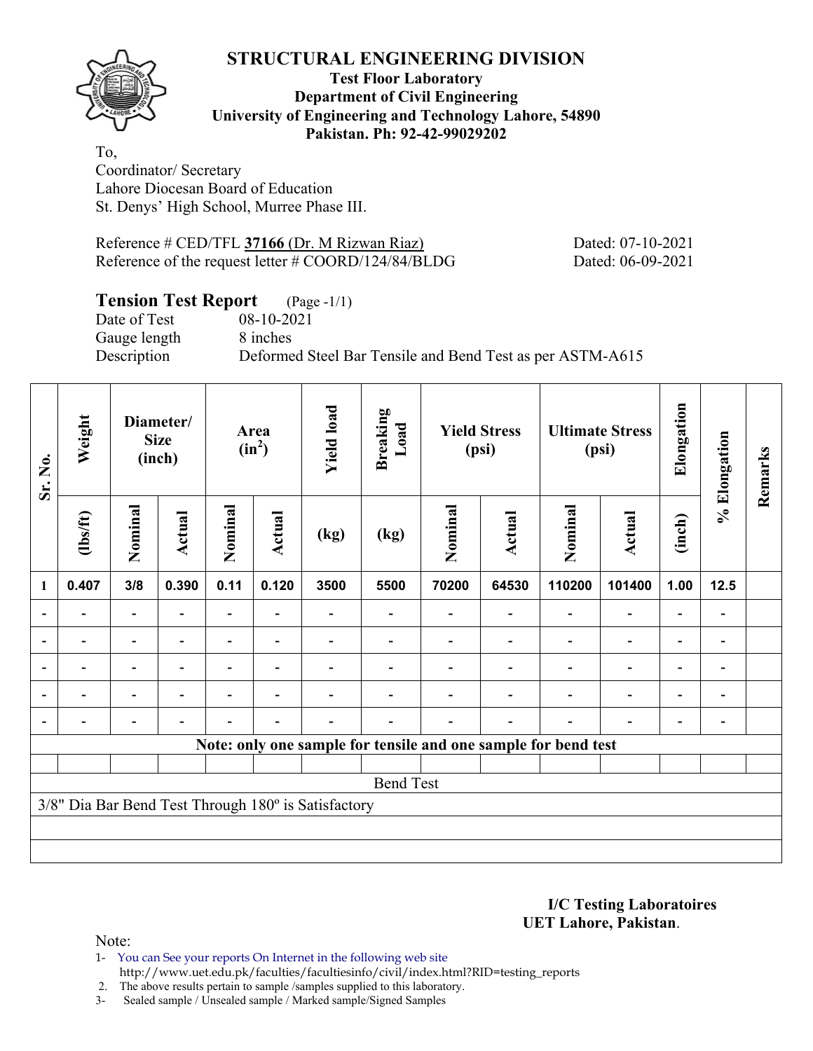# STRUCTURAL ENGINEERING DIVISION

**Test Floor Laboratory**
**Department of Civil Engineering**
**University of Engineering and Technology Lahore, 54890**
**Pakistan. Ph: 92-42-99029202**

To,
Coordinator/ Secretary
Lahore Diocesan Board of Education
St. Denys' High School, Murree Phase III.

Reference # CED/TFL **37166** (Dr. M Rizwan Riaz) Dated: 07-10-2021
Reference of the request letter # COORD/124/84/BLDG Dated: 06-09-2021

## Tension Test Report (Page -1/1)

Date of Test 08-10-2021
Gauge length 8 inches
Description Deformed Steel Bar Tensile and Bend Test as per ASTM-A615

| Sr. No. | Weight | Diameter/ Size (inch) | | Area ($in^2$) | | Yield load | Breaking Load | Yield Stress (psi) | | Ultimate Stress (psi) | | Elongation | % Elongation | Remarks |
|---|---|---|---|---|---|---|---|---|---|---|---|---|---|---|
| | (lbs/ft) | Nominal | Actual | Nominal | Actual | (kg) | (kg) | Nominal | Actual | Nominal | Actual | (inch) | | |
| 1 | 0.407 | 3/8 | 0.390 | 0.11 | 0.120 | 3500 | 5500 | 70200 | 64530 | 110200 | 101400 | 1.00 | 12.5 | |
| - | - | - | - | - | - | - | - | - | - | - | - | - | - | |
| - | - | - | - | - | - | - | - | - | - | - | - | - | - | |
| - | - | - | - | - | - | - | - | - | - | - | - | - | - | |
| - | - | - | - | - | - | - | - | - | - | - | - | - | - | |
| - | - | - | - | - | - | - | - | - | - | - | - | - | - | |
| Note: only one sample for tensile and one sample for bend test | | | | | | | | | | | | | | |
| | | | | | | | | | | | | | | |
| Bend Test | | | | | | | | | | | | | | |
| 3/8" Dia Bar Bend Test Through 180º is Satisfactory | | | | | | | | | | | | | | |

**I/C Testing Laboratoires**
**UET Lahore, Pakistan**.

Note:

1- You can See your reports On Internet in the following web site
http://www.uet.edu.pk/faculties/facultiesinfo/civil/index.html?RID=testing_reports
2. The above results pertain to sample /samples supplied to this laboratory.
3- Sealed sample / Unsealed sample / Marked sample/Signed Samples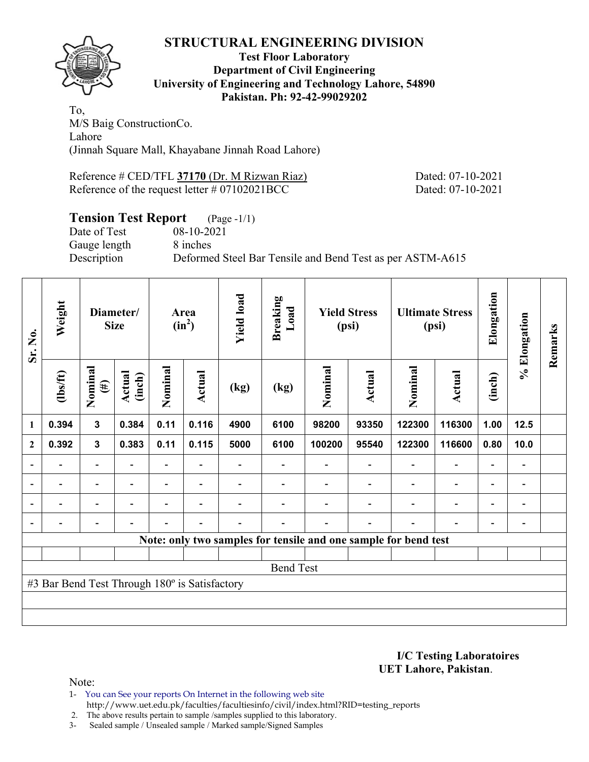# STRUCTURAL ENGINEERING DIVISION

**Test Floor Laboratory**
**Department of Civil Engineering**
**University of Engineering and Technology Lahore, 54890**
**Pakistan. Ph: 92-42-99029202**

To,
M/S Baig ConstructionCo.
Lahore
(Jinnah Square Mall, Khayabane Jinnah Road Lahore)

Reference # CED/TFL **37170** (Dr. M Rizwan Riaz) Dated: 07-10-2021
Reference of the request letter # 07102021BCC Dated: 07-10-2021

## Tension Test Report (Page -1/1)

Date of Test 08-10-2021
Gauge length 8 inches
Description Deformed Steel Bar Tensile and Bend Test as per ASTM-A615

| Sr. No. | Weight | Diameter/ Size | | Area ($in^2$) | | Yield load | Breaking Load | Yield Stress (psi) | | Ultimate Stress (psi) | | Elongation | % Elongation | Remarks |
|---|---|---|---|---|---|---|---|---|---|---|---|---|---|---|
| | (lbs/ft) | Nominal (#) | Actual (inch) | Nominal | Actual | (kg) | (kg) | Nominal | Actual | Nominal | Actual | (inch) | | |
| 1 | 0.394 | 3 | 0.384 | 0.11 | 0.116 | 4900 | 6100 | 98200 | 93350 | 122300 | 116300 | 1.00 | 12.5 | |
| 2 | 0.392 | 3 | 0.383 | 0.11 | 0.115 | 5000 | 6100 | 100200 | 95540 | 122300 | 116600 | 0.80 | 10.0 | |
| - | - | - | - | - | - | - | - | - | - | - | - | - | - | |
| - | - | - | - | - | - | - | - | - | - | - | - | - | - | |
| - | - | - | - | - | - | - | - | - | - | - | - | - | - | |
| - | - | - | - | - | - | - | - | - | - | - | - | - | - | |
| **Note: only two samples for tensile and one sample for bend test** | | | | | | | | | | | | | | |
| Bend Test | | | | | | | | | | | | | | |
| #3 Bar Bend Test Through 180º is Satisfactory | | | | | | | | | | | | | | |

**I/C Testing Laboratoires**
**UET Lahore, Pakistan**.

Note:
1- You can See your reports On Internet in the following web site
http://www.uet.edu.pk/faculties/facultiesinfo/civil/index.html?RID=testing_reports
2. The above results pertain to sample /samples supplied to this laboratory.
3- Sealed sample / Unsealed sample / Marked sample/Signed Samples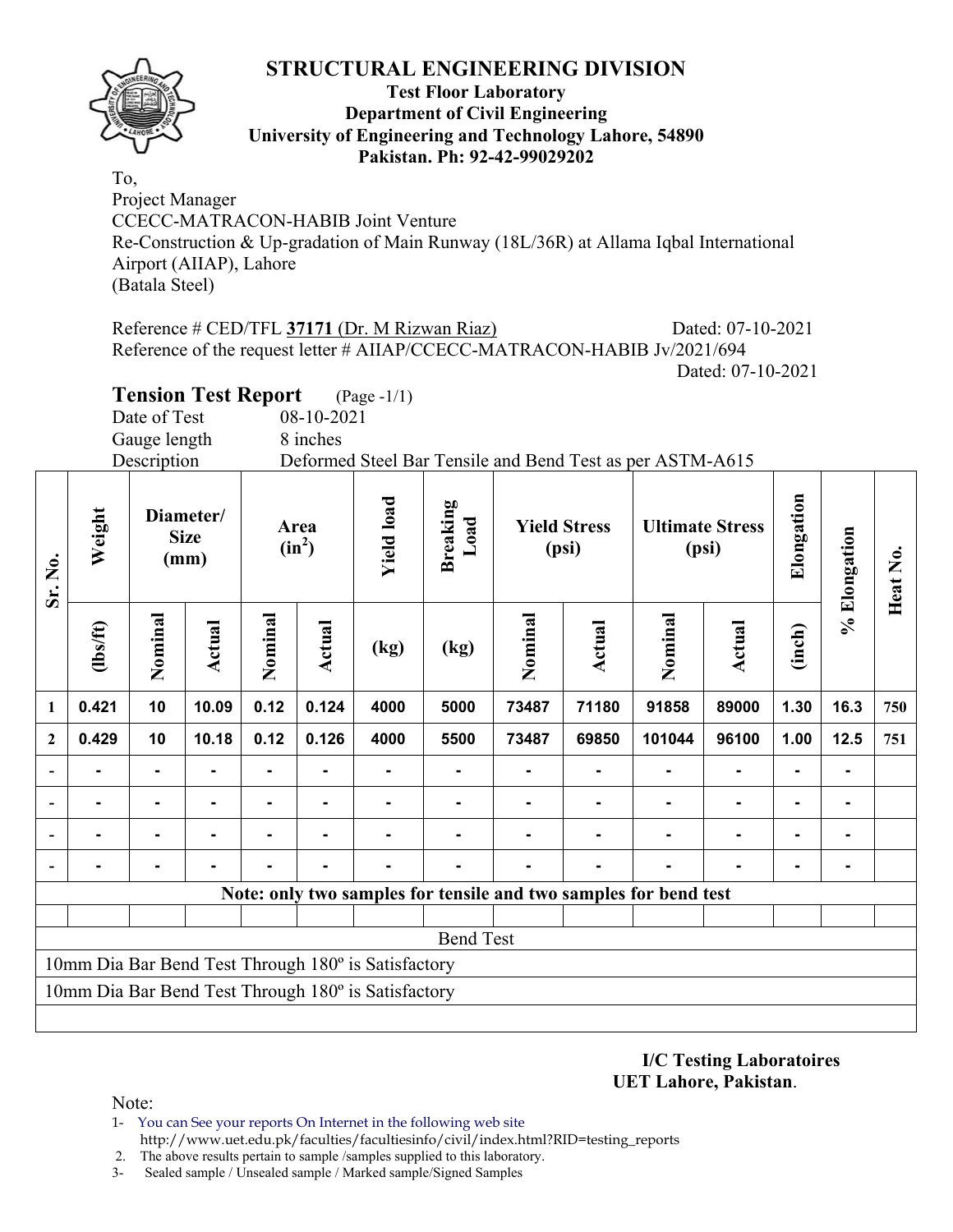# STRUCTURAL ENGINEERING DIVISION

**Test Floor Laboratory**
**Department of Civil Engineering**
**University of Engineering and Technology Lahore, 54890**
**Pakistan. Ph: 92-42-99029202**

To,
Project Manager
CCECC-MATRACON-HABIB Joint Venture
Re-Construction & Up-gradation of Main Runway (18L/36R) at Allama Iqbal International Airport (AIIAP), Lahore
(Batala Steel)

Reference # CED/TFL **37171** (Dr. M Rizwan Riaz) Dated: 07-10-2021
Reference of the request letter # AIIAP/CCECC-MATRACON-HABIB Jv/2021/694 Dated: 07-10-2021

## Tension Test Report (Page -1/1)

Date of Test 08-10-2021
Gauge length 8 inches
Description Deformed Steel Bar Tensile and Bend Test as per ASTM-A615

| Sr. No. | Weight | Diameter/ Size (mm) | | Area ($in^2$) | | Yield load | Breaking Load | Yield Stress (psi) | | Ultimate Stress (psi) | | Elongation | % Elongation | Heat No. |
|---|---|---|---|---|---|---|---|---|---|---|---|---|---|---|
| | (lbs/ft) | Nominal | Actual | Nominal | Actual | (kg) | (kg) | Nominal | Actual | Nominal | Actual | (inch) | | |
| 1 | 0.421 | 10 | 10.09 | 0.12 | 0.124 | 4000 | 5000 | 73487 | 71180 | 91858 | 89000 | 1.30 | 16.3 | 750 |
| 2 | 0.429 | 10 | 10.18 | 0.12 | 0.126 | 4000 | 5500 | 73487 | 69850 | 101044 | 96100 | 1.00 | 12.5 | 751 |
| - | - | - | - | - | - | - | - | - | - | - | - | - | - | |
| - | - | - | - | - | - | - | - | - | - | - | - | - | - | |
| - | - | - | - | - | - | - | - | - | - | - | - | - | - | |
| - | - | - | - | - | - | - | - | - | - | - | - | - | - | |

**Note: only two samples for tensile and two samples for bend test**

Bend Test

10mm Dia Bar Bend Test Through 180º is Satisfactory
10mm Dia Bar Bend Test Through 180º is Satisfactory

**I/C Testing Laboratoires**
**UET Lahore, Pakistan**.

Note:
1- You can See your reports On Internet in the following web site
http://www.uet.edu.pk/faculties/facultiesinfo/civil/index.html?RID=testing_reports
2. The above results pertain to sample /samples supplied to this laboratory.
3- Sealed sample / Unsealed sample / Marked sample/Signed Samples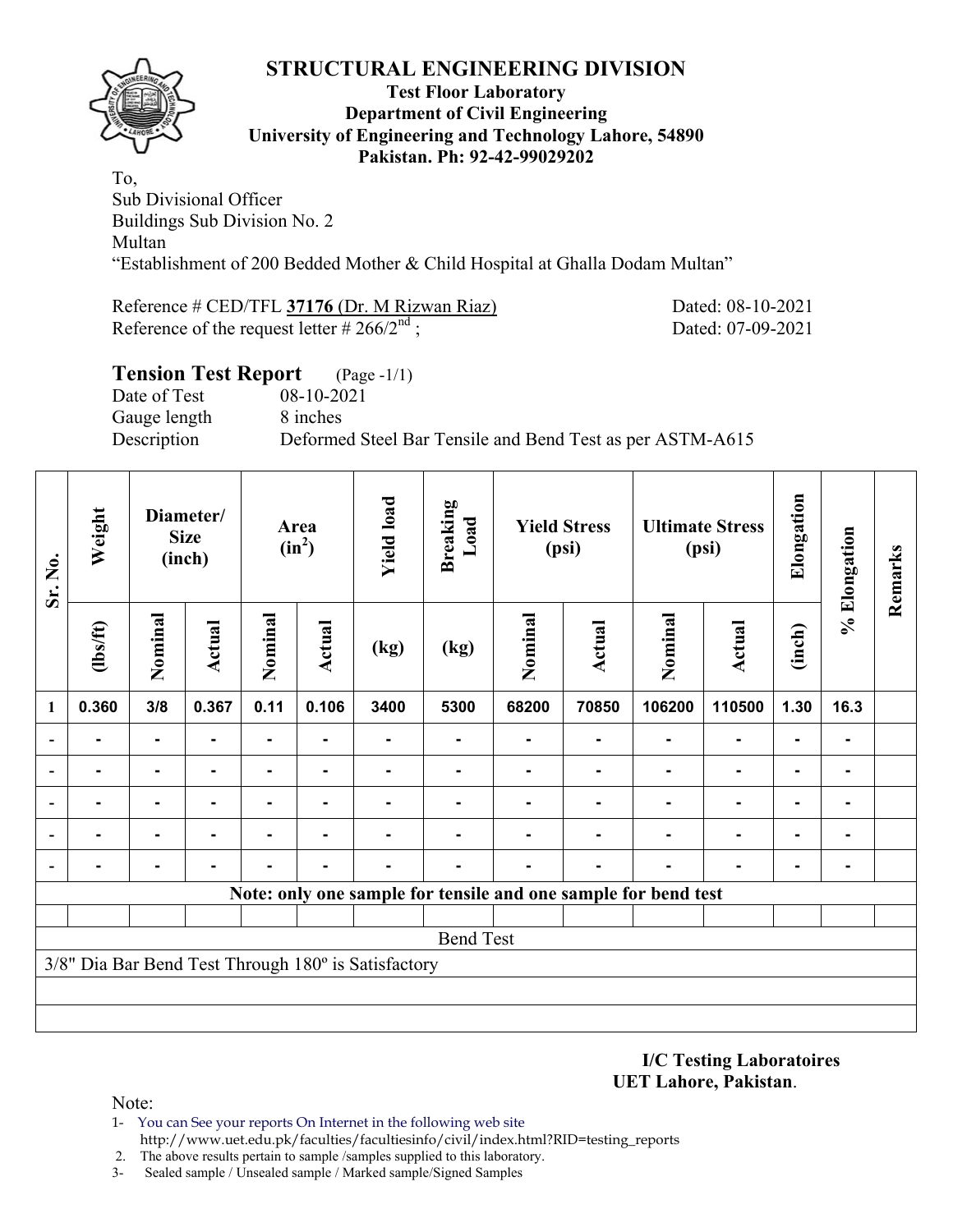# STRUCTURAL ENGINEERING DIVISION

**Test Floor Laboratory**
**Department of Civil Engineering**
**University of Engineering and Technology Lahore, 54890**
**Pakistan. Ph: 92-42-99029202**

To,
Sub Divisional Officer
Buildings Sub Division No. 2
Multan
"Establishment of 200 Bedded Mother & Child Hospital at Ghalla Dodam Multan"

Reference # CED/TFL **37176** (Dr. M Rizwan Riaz) Dated: 08-10-2021
Reference of the request letter # 266/2nd ; Dated: 07-09-2021

## Tension Test Report (Page -1/1)

Date of Test 08-10-2021
Gauge length 8 inches
Description Deformed Steel Bar Tensile and Bend Test as per ASTM-A615

| Sr. No. | Weight | Diameter/ Size (inch) | | Area ($in^2$) | | Yield load | Breaking Load | Yield Stress (psi) | | Ultimate Stress (psi) | | Elongation | % Elongation | Remarks |
|---|---|---|---|---|---|---|---|---|---|---|---|---|---|---|
| | (lbs/ft) | Nominal | Actual | Nominal | Actual | (kg) | (kg) | Nominal | Actual | Nominal | Actual | (inch) | | |
| 1 | 0.360 | 3/8 | 0.367 | 0.11 | 0.106 | 3400 | 5300 | 68200 | 70850 | 106200 | 110500 | 1.30 | 16.3 | |
| - | - | - | - | - | - | - | - | - | - | - | - | - | - | |
| - | - | - | - | - | - | - | - | - | - | - | - | - | - | |
| - | - | - | - | - | - | - | - | - | - | - | - | - | - | |
| - | - | - | - | - | - | - | - | - | - | - | - | - | - | |
| - | - | - | - | - | - | - | - | - | - | - | - | - | - | |
| **Note: only one sample for tensile and one sample for bend test** | | | | | | | | | | | | | | |
| Bend Test | | | | | | | | | | | | | | |
| 3/8" Dia Bar Bend Test Through 180º is Satisfactory | | | | | | | | | | | | | | |

**I/C Testing Laboratoires**
**UET Lahore, Pakistan**.

Note:
1- You can See your reports On Internet in the following web site
http://www.uet.edu.pk/faculties/facultiesinfo/civil/index.html?RID=testing_reports
2. The above results pertain to sample /samples supplied to this laboratory.
3- Sealed sample / Unsealed sample / Marked sample/Signed Samples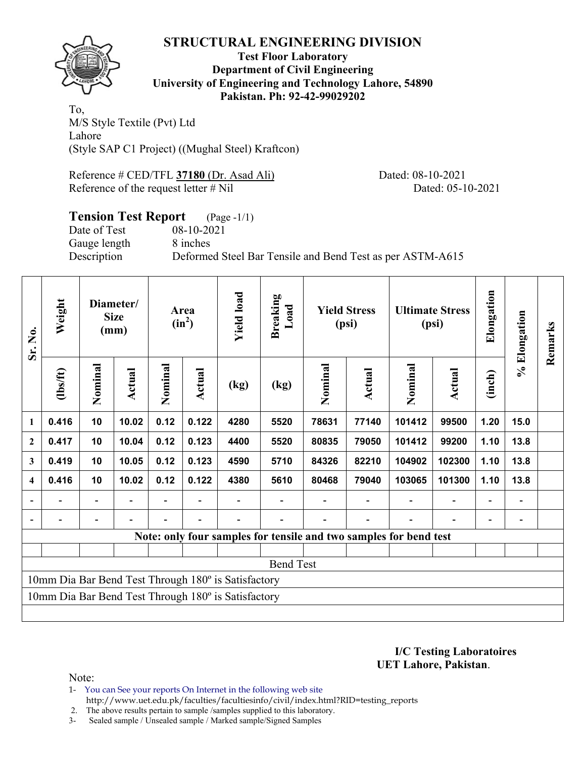# STRUCTURAL ENGINEERING DIVISION

**Test Floor Laboratory**
**Department of Civil Engineering**
**University of Engineering and Technology Lahore, 54890**
**Pakistan. Ph: 92-42-99029202**

To,
M/S Style Textile (Pvt) Ltd
Lahore
(Style SAP C1 Project) ((Mughal Steel) Kraftcon)

Reference # CED/TFL **37180** (Dr. Asad Ali) Dated: 08-10-2021
Reference of the request letter # Nil Dated: 05-10-2021

## Tension Test Report (Page -1/1)

Date of Test 08-10-2021
Gauge length 8 inches
Description Deformed Steel Bar Tensile and Bend Test as per ASTM-A615

| Sr. No. | Weight | Diameter/ Size (mm) | | Area ($in^2$) | | Yield load | Breaking Load | Yield Stress (psi) | | Ultimate Stress (psi) | | Elongation | % Elongation | Remarks |
|---|---|---|---|---|---|---|---|---|---|---|---|---|---|---|
| | (lbs/ft) | Nominal | Actual | Nominal | Actual | (kg) | (kg) | Nominal | Actual | Nominal | Actual | (inch) | | |
| 1 | 0.416 | 10 | 10.02 | 0.12 | 0.122 | 4280 | 5520 | 78631 | 77140 | 101412 | 99500 | 1.20 | 15.0 | |
| 2 | 0.417 | 10 | 10.04 | 0.12 | 0.123 | 4400 | 5520 | 80835 | 79050 | 101412 | 99200 | 1.10 | 13.8 | |
| 3 | 0.419 | 10 | 10.05 | 0.12 | 0.123 | 4590 | 5710 | 84326 | 82210 | 104902 | 102300 | 1.10 | 13.8 | |
| 4 | 0.416 | 10 | 10.02 | 0.12 | 0.122 | 4380 | 5610 | 80468 | 79040 | 103065 | 101300 | 1.10 | 13.8 | |
| - | - | - | - | - | - | - | - | - | - | - | - | - | - | |
| - | - | - | - | - | - | - | - | - | - | - | - | - | - | |

**Note: only four samples for tensile and two samples for bend test**

Bend Test

10mm Dia Bar Bend Test Through 180º is Satisfactory

10mm Dia Bar Bend Test Through 180º is Satisfactory

**I/C Testing Laboratoires**
**UET Lahore, Pakistan**.

Note:
1- You can See your reports On Internet in the following web site
http://www.uet.edu.pk/faculties/facultiesinfo/civil/index.html?RID=testing_reports
2. The above results pertain to sample /samples supplied to this laboratory.
3- Sealed sample / Unsealed sample / Marked sample/Signed Samples